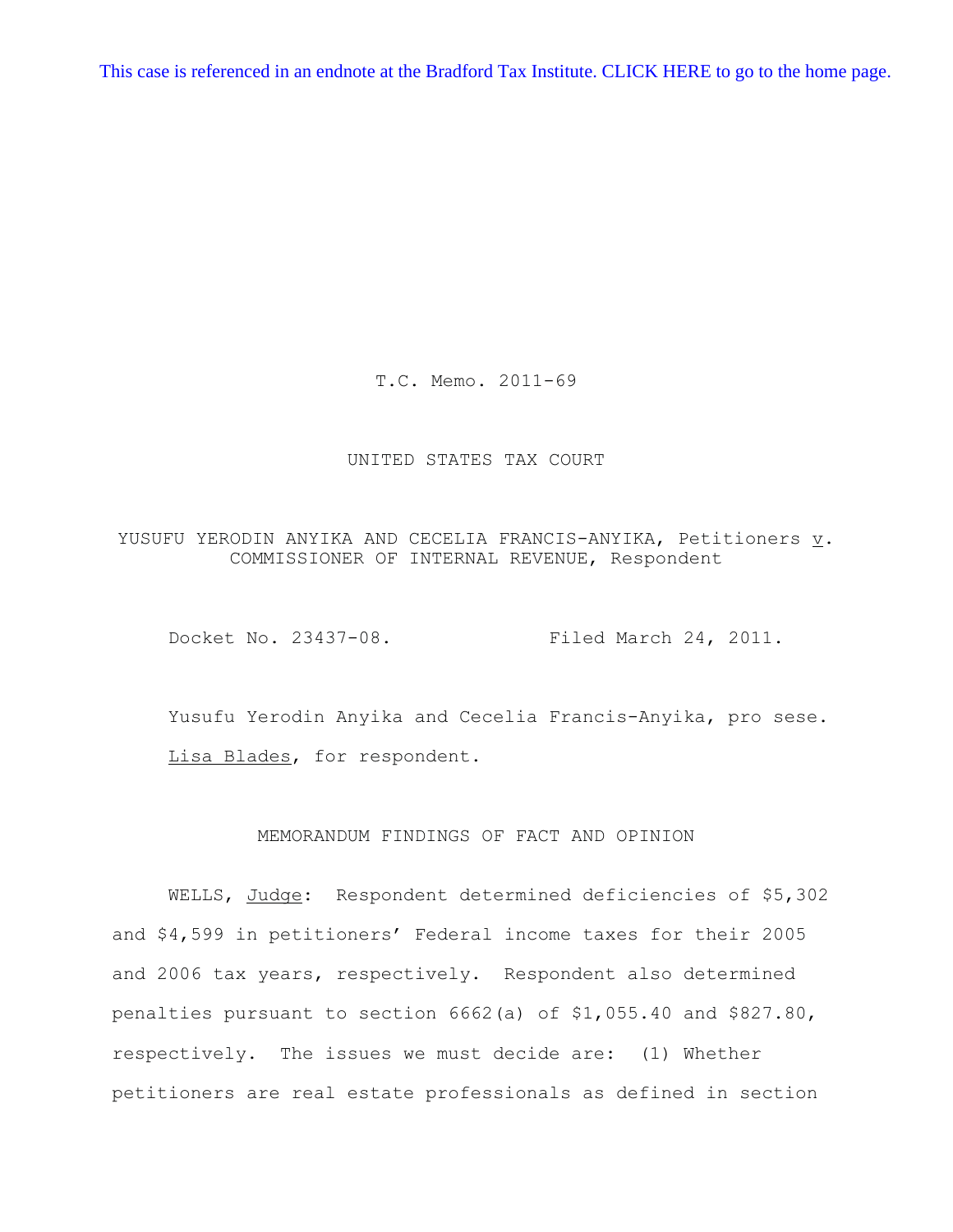This case is referenced in an endnote at the Bradford Tax Institute. CLICK HERE to go to the home page.

T.C. Memo. 2011-69

UNITED STATES TAX COURT

YUSUFU YERODIN ANYIKA AND CECELIA FRANCIS-ANYIKA, Petitioners v. COMMISSIONER OF INTERNAL REVENUE, Respondent

Docket No. 23437-08. Filed March 24, 2011.

Yusufu Yerodin Anyika and Cecelia Francis-Anyika, pro sese.

Lisa Blades, for respondent.

MEMORANDUM FINDINGS OF FACT AND OPINION

WELLS, Judge: Respondent determined deficiencies of $5,302 and $4,599 in petitioners' Federal income taxes for their 2005 and 2006 tax years, respectively. Respondent also determined penalties pursuant to section 6662(a) of $1,055.40 and $827.80, respectively. The issues we must decide are: (1) Whether petitioners are real estate professionals as defined in section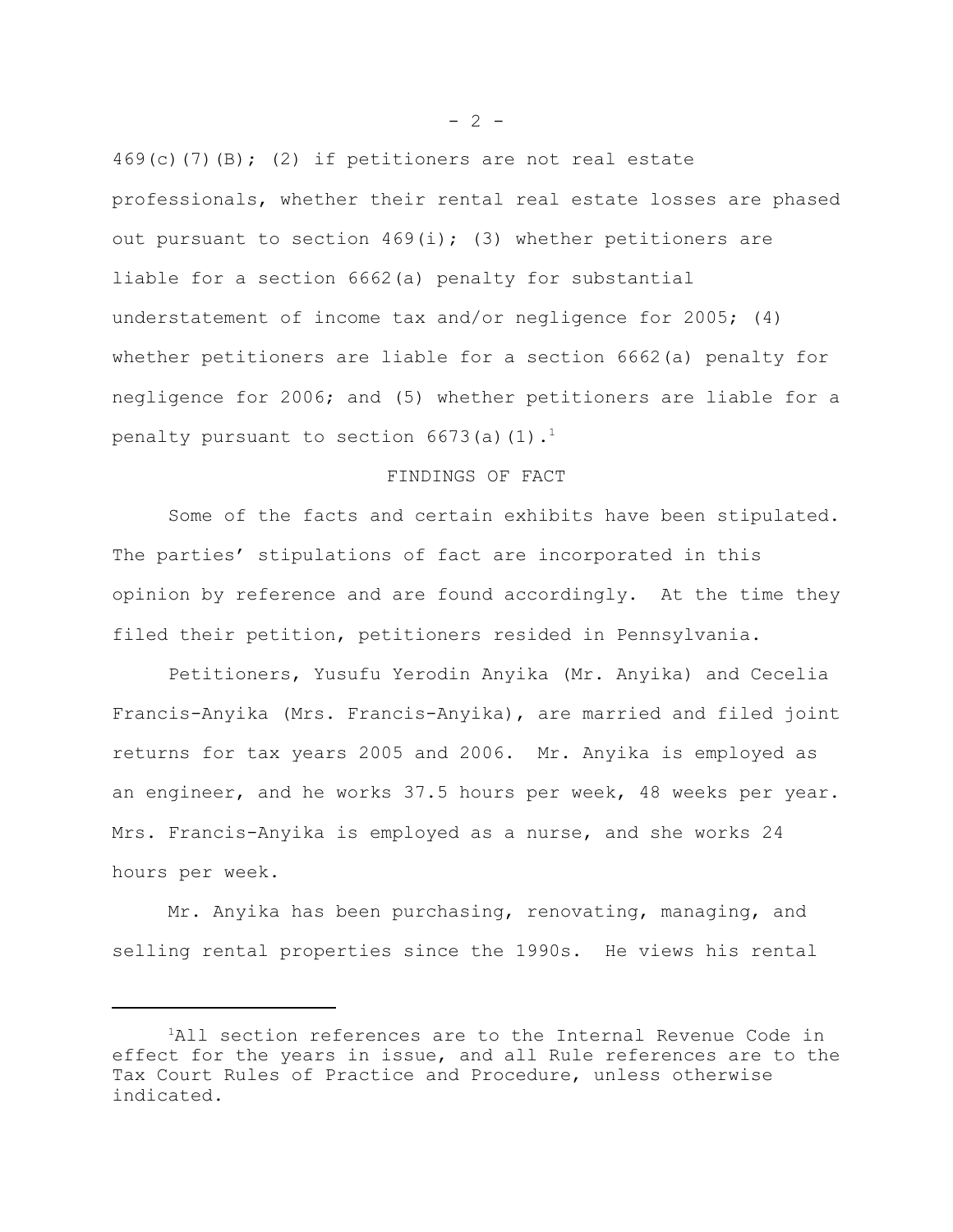469(c)(7)(B); (2) if petitioners are not real estate professionals, whether their rental real estate losses are phased out pursuant to section 469(i); (3) whether petitioners are liable for a section 6662(a) penalty for substantial understatement of income tax and/or negligence for 2005; (4) whether petitioners are liable for a section 6662(a) penalty for negligence for 2006; and (5) whether petitioners are liable for a penalty pursuant to section 6673(a)(1).[1]

## FINDINGS OF FACT

Some of the facts and certain exhibits have been stipulated. The parties' stipulations of fact are incorporated in this opinion by reference and are found accordingly. At the time they filed their petition, petitioners resided in Pennsylvania.

Petitioners, Yusufu Yerodin Anyika (Mr. Anyika) and Cecelia Francis-Anyika (Mrs. Francis-Anyika), are married and filed joint returns for tax years 2005 and 2006. Mr. Anyika is employed as an engineer, and he works 37.5 hours per week, 48 weeks per year. Mrs. Francis-Anyika is employed as a nurse, and she works 24 hours per week.

Mr. Anyika has been purchasing, renovating, managing, and selling rental properties since the 1990s. He views his rental

---

[1] All section references are to the Internal Revenue Code in effect for the years in issue, and all Rule references are to the Tax Court Rules of Practice and Procedure, unless otherwise indicated.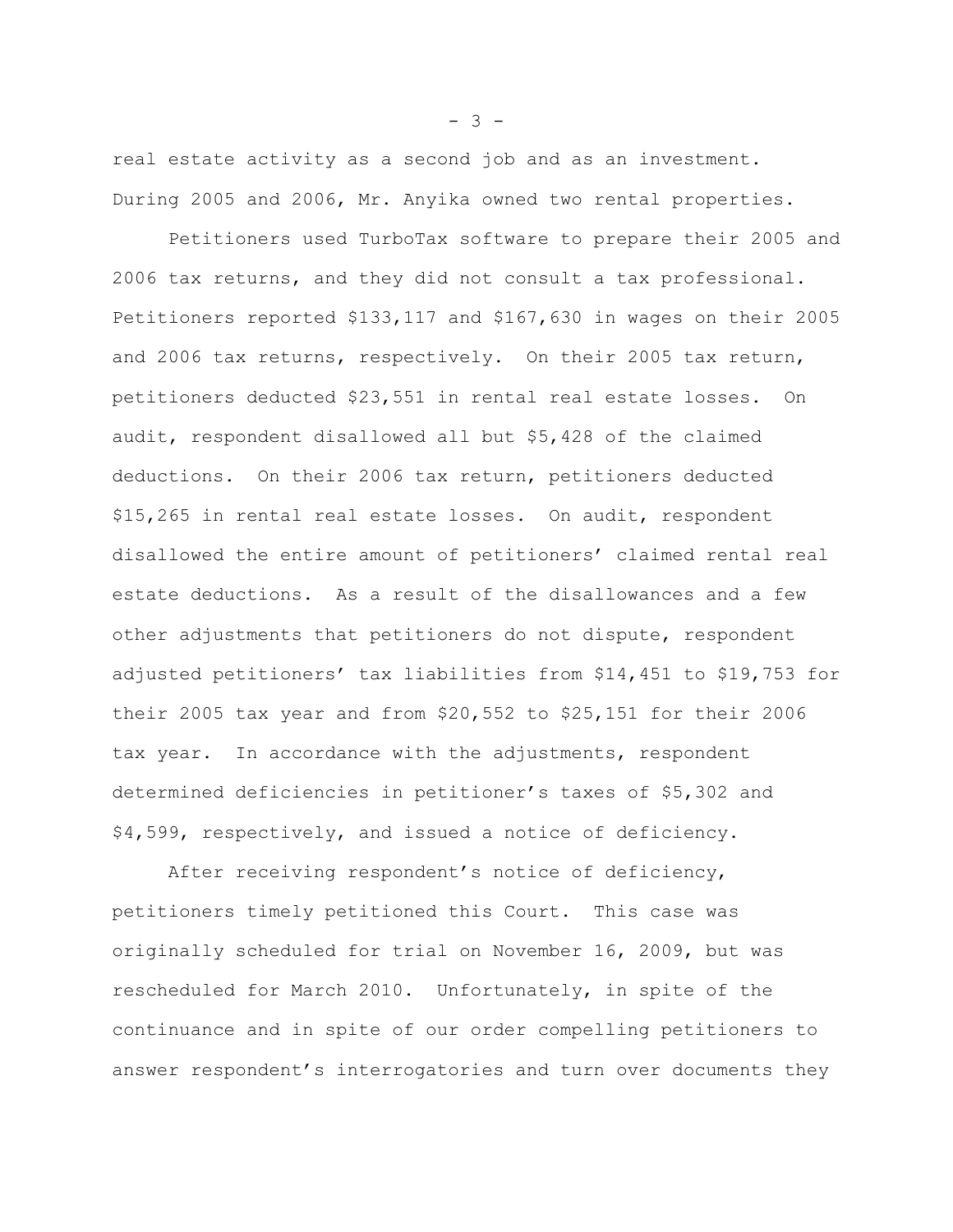real estate activity as a second job and as an investment. During 2005 and 2006, Mr. Anyika owned two rental properties.

Petitioners used TurboTax software to prepare their 2005 and 2006 tax returns, and they did not consult a tax professional. Petitioners reported $133,117 and $167,630 in wages on their 2005 and 2006 tax returns, respectively. On their 2005 tax return, petitioners deducted $23,551 in rental real estate losses. On audit, respondent disallowed all but $5,428 of the claimed deductions. On their 2006 tax return, petitioners deducted $15,265 in rental real estate losses. On audit, respondent disallowed the entire amount of petitioners' claimed rental real estate deductions. As a result of the disallowances and a few other adjustments that petitioners do not dispute, respondent adjusted petitioners' tax liabilities from $14,451 to $19,753 for their 2005 tax year and from $20,552 to $25,151 for their 2006 tax year. In accordance with the adjustments, respondent determined deficiencies in petitioner's taxes of $5,302 and $4,599, respectively, and issued a notice of deficiency.

After receiving respondent's notice of deficiency, petitioners timely petitioned this Court. This case was originally scheduled for trial on November 16, 2009, but was rescheduled for March 2010. Unfortunately, in spite of the continuance and in spite of our order compelling petitioners to answer respondent's interrogatories and turn over documents they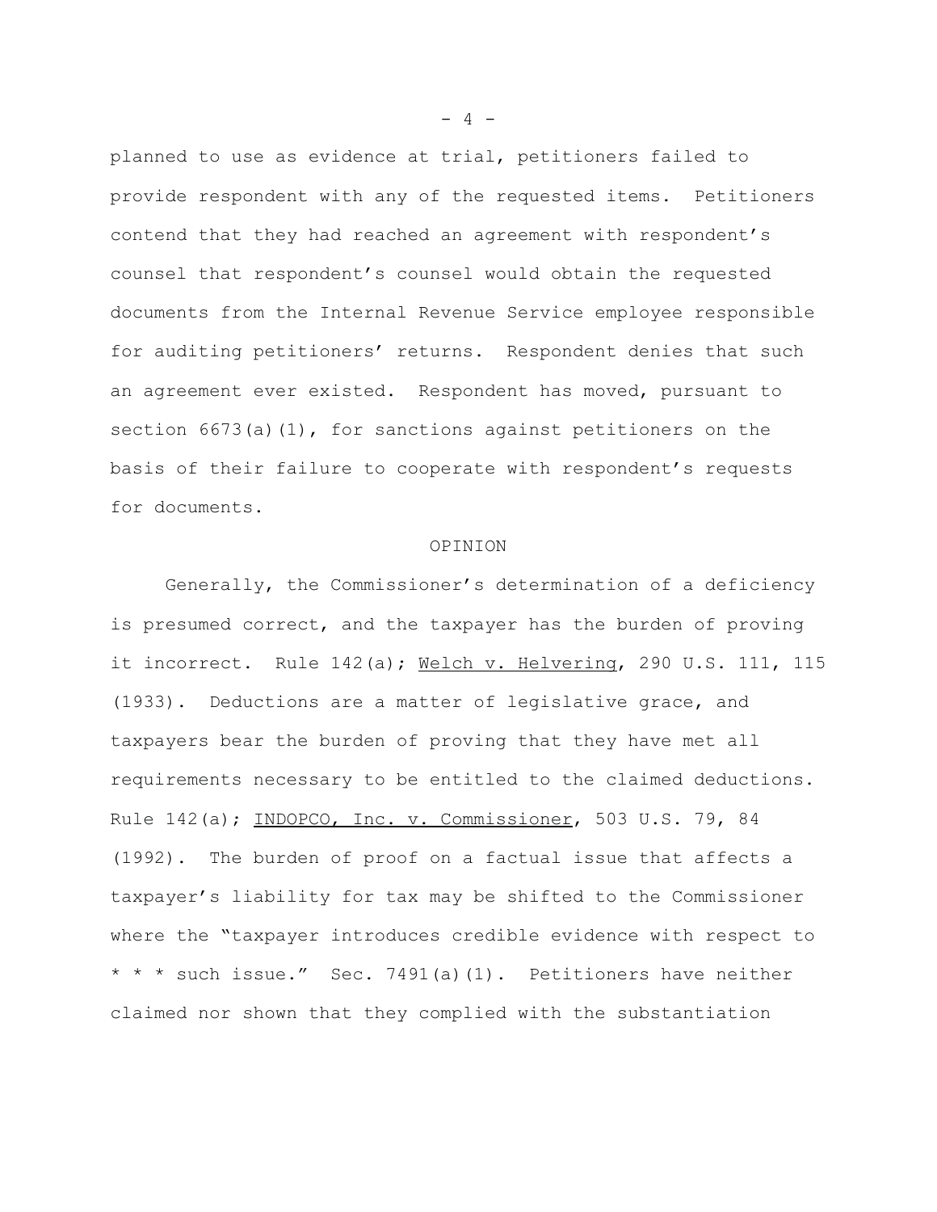planned to use as evidence at trial, petitioners failed to provide respondent with any of the requested items. Petitioners contend that they had reached an agreement with respondent's counsel that respondent's counsel would obtain the requested documents from the Internal Revenue Service employee responsible for auditing petitioners' returns. Respondent denies that such an agreement ever existed. Respondent has moved, pursuant to section 6673(a)(1), for sanctions against petitioners on the basis of their failure to cooperate with respondent's requests for documents.

## OPINION

Generally, the Commissioner's determination of a deficiency is presumed correct, and the taxpayer has the burden of proving it incorrect. Rule 142(a); Welch v. Helvering, 290 U.S. 111, 115 (1933). Deductions are a matter of legislative grace, and taxpayers bear the burden of proving that they have met all requirements necessary to be entitled to the claimed deductions. Rule 142(a); INDOPCO, Inc. v. Commissioner, 503 U.S. 79, 84 (1992). The burden of proof on a factual issue that affects a taxpayer's liability for tax may be shifted to the Commissioner where the "taxpayer introduces credible evidence with respect to * * * such issue." Sec. 7491(a)(1). Petitioners have neither claimed nor shown that they complied with the substantiation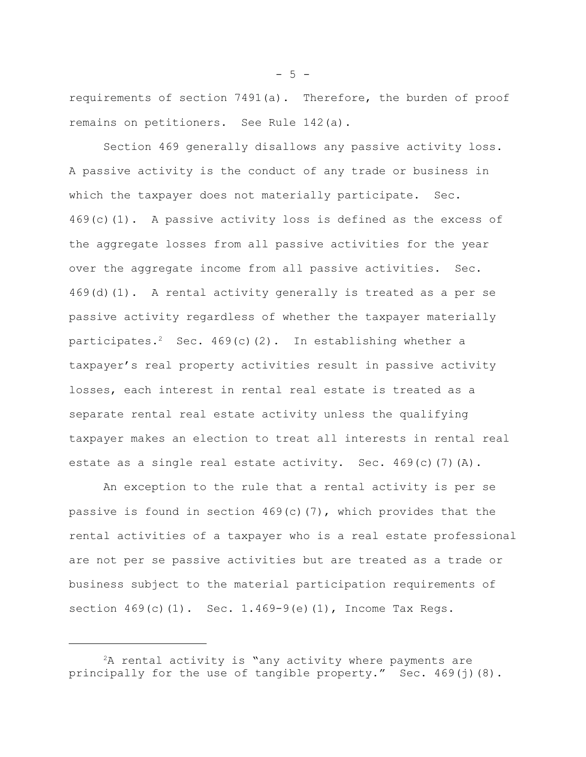requirements of section 7491(a). Therefore, the burden of proof remains on petitioners. See Rule 142(a).

Section 469 generally disallows any passive activity loss. A passive activity is the conduct of any trade or business in which the taxpayer does not materially participate. Sec. 469(c)(1). A passive activity loss is defined as the excess of the aggregate losses from all passive activities for the year over the aggregate income from all passive activities. Sec. 469(d)(1). A rental activity generally is treated as a per se passive activity regardless of whether the taxpayer materially participates.[2] Sec. 469(c)(2). In establishing whether a taxpayer's real property activities result in passive activity losses, each interest in rental real estate is treated as a separate rental real estate activity unless the qualifying taxpayer makes an election to treat all interests in rental real estate as a single real estate activity. Sec. 469(c)(7)(A).

An exception to the rule that a rental activity is per se passive is found in section 469(c)(7), which provides that the rental activities of a taxpayer who is a real estate professional are not per se passive activities but are treated as a trade or business subject to the material participation requirements of section 469(c)(1). Sec. 1.469-9(e)(1), Income Tax Regs.

---

[2]A rental activity is "any activity where payments are principally for the use of tangible property." Sec. 469(j)(8).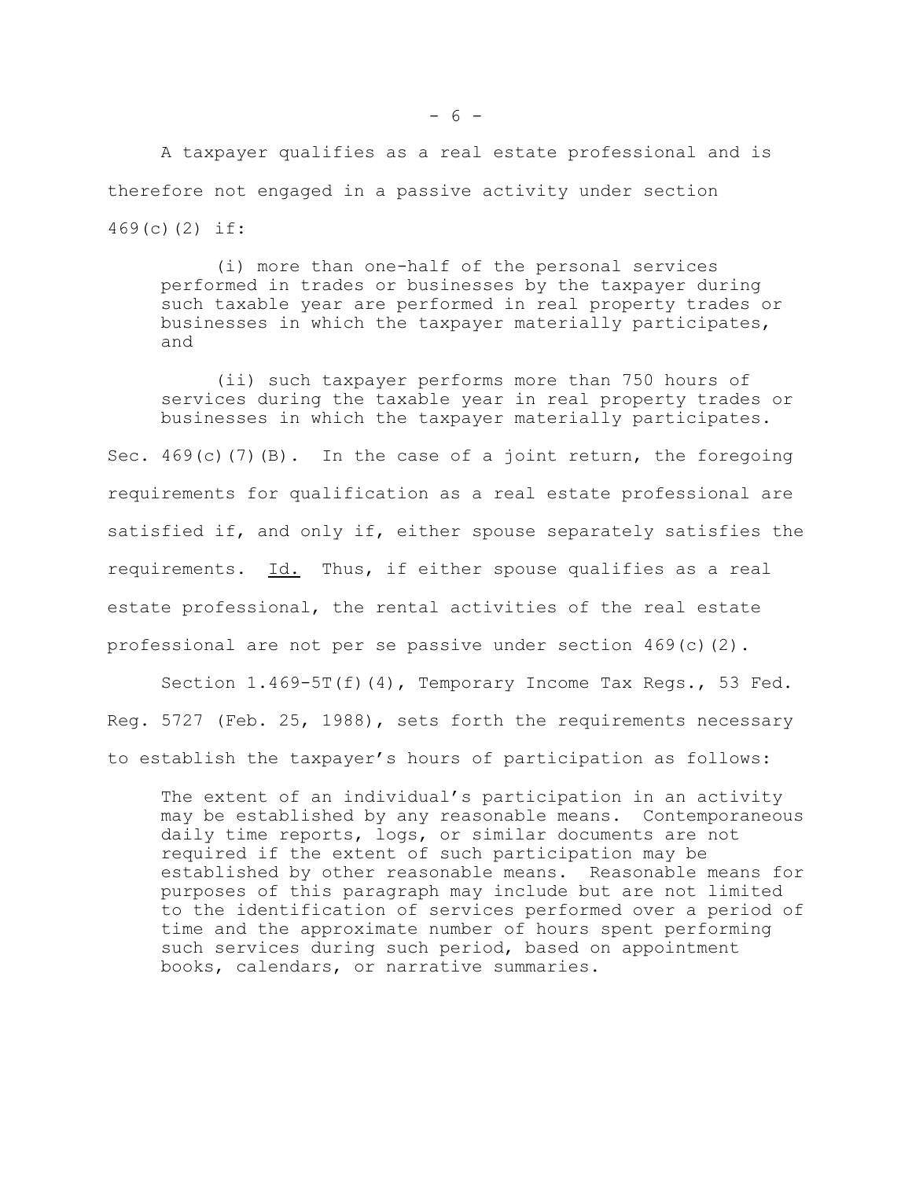A taxpayer qualifies as a real estate professional and is therefore not engaged in a passive activity under section 469(c)(2) if:

> (i) more than one-half of the personal services performed in trades or businesses by the taxpayer during such taxable year are performed in real property trades or businesses in which the taxpayer materially participates, and
>
> (ii) such taxpayer performs more than 750 hours of services during the taxable year in real property trades or businesses in which the taxpayer materially participates.

Sec. 469(c)(7)(B). In the case of a joint return, the foregoing requirements for qualification as a real estate professional are satisfied if, and only if, either spouse separately satisfies the requirements. Id. Thus, if either spouse qualifies as a real estate professional, the rental activities of the real estate professional are not per se passive under section 469(c)(2).

Section 1.469-5T(f)(4), Temporary Income Tax Regs., 53 Fed. Reg. 5727 (Feb. 25, 1988), sets forth the requirements necessary to establish the taxpayer's hours of participation as follows:

> The extent of an individual's participation in an activity may be established by any reasonable means. Contemporaneous daily time reports, logs, or similar documents are not required if the extent of such participation may be established by other reasonable means. Reasonable means for purposes of this paragraph may include but are not limited to the identification of services performed over a period of time and the approximate number of hours spent performing such services during such period, based on appointment books, calendars, or narrative summaries.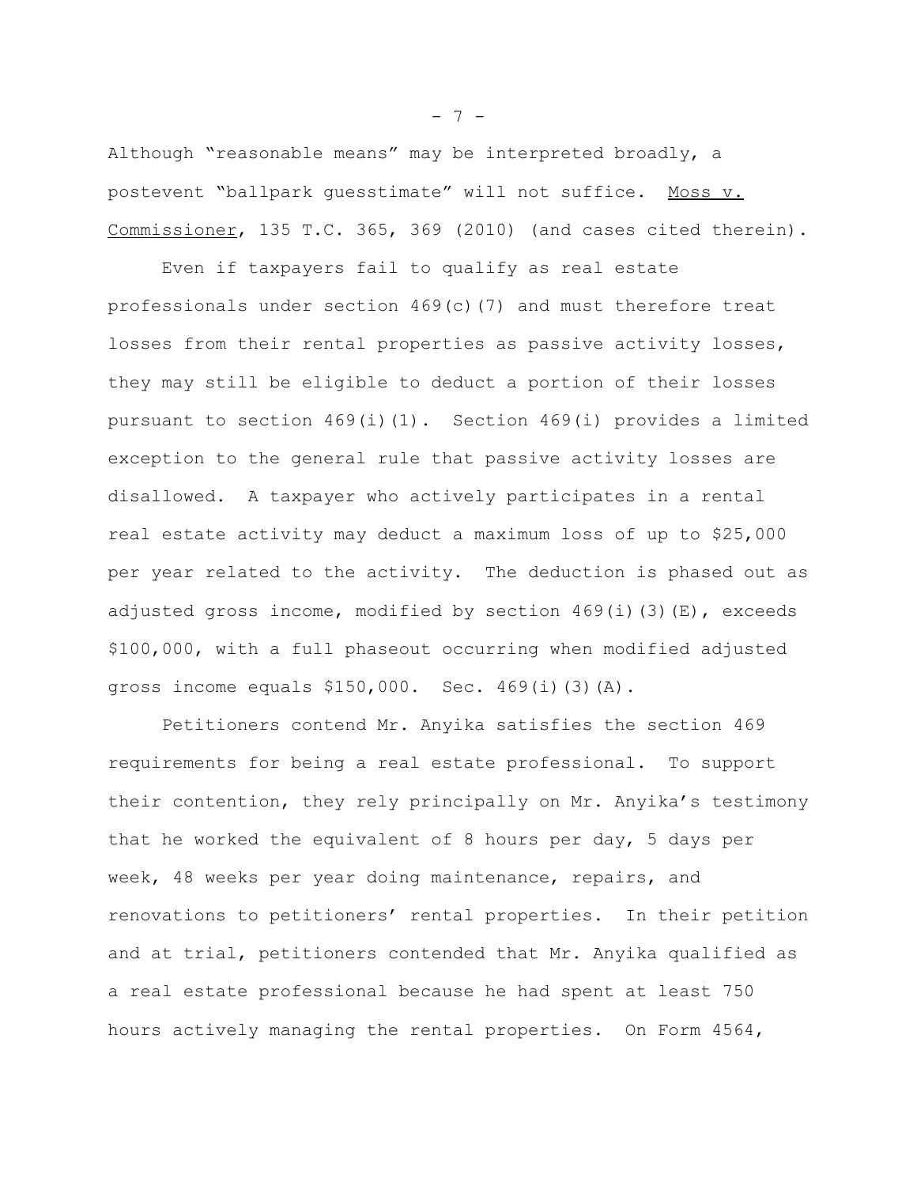Although "reasonable means" may be interpreted broadly, a postevent "ballpark guesstimate" will not suffice. Moss v. Commissioner, 135 T.C. 365, 369 (2010) (and cases cited therein).

Even if taxpayers fail to qualify as real estate professionals under section 469(c)(7) and must therefore treat losses from their rental properties as passive activity losses, they may still be eligible to deduct a portion of their losses pursuant to section 469(i)(1). Section 469(i) provides a limited exception to the general rule that passive activity losses are disallowed. A taxpayer who actively participates in a rental real estate activity may deduct a maximum loss of up to $25,000 per year related to the activity. The deduction is phased out as adjusted gross income, modified by section 469(i)(3)(E), exceeds $100,000, with a full phaseout occurring when modified adjusted gross income equals $150,000. Sec. 469(i)(3)(A).

Petitioners contend Mr. Anyika satisfies the section 469 requirements for being a real estate professional. To support their contention, they rely principally on Mr. Anyika's testimony that he worked the equivalent of 8 hours per day, 5 days per week, 48 weeks per year doing maintenance, repairs, and renovations to petitioners' rental properties. In their petition and at trial, petitioners contended that Mr. Anyika qualified as a real estate professional because he had spent at least 750 hours actively managing the rental properties. On Form 4564,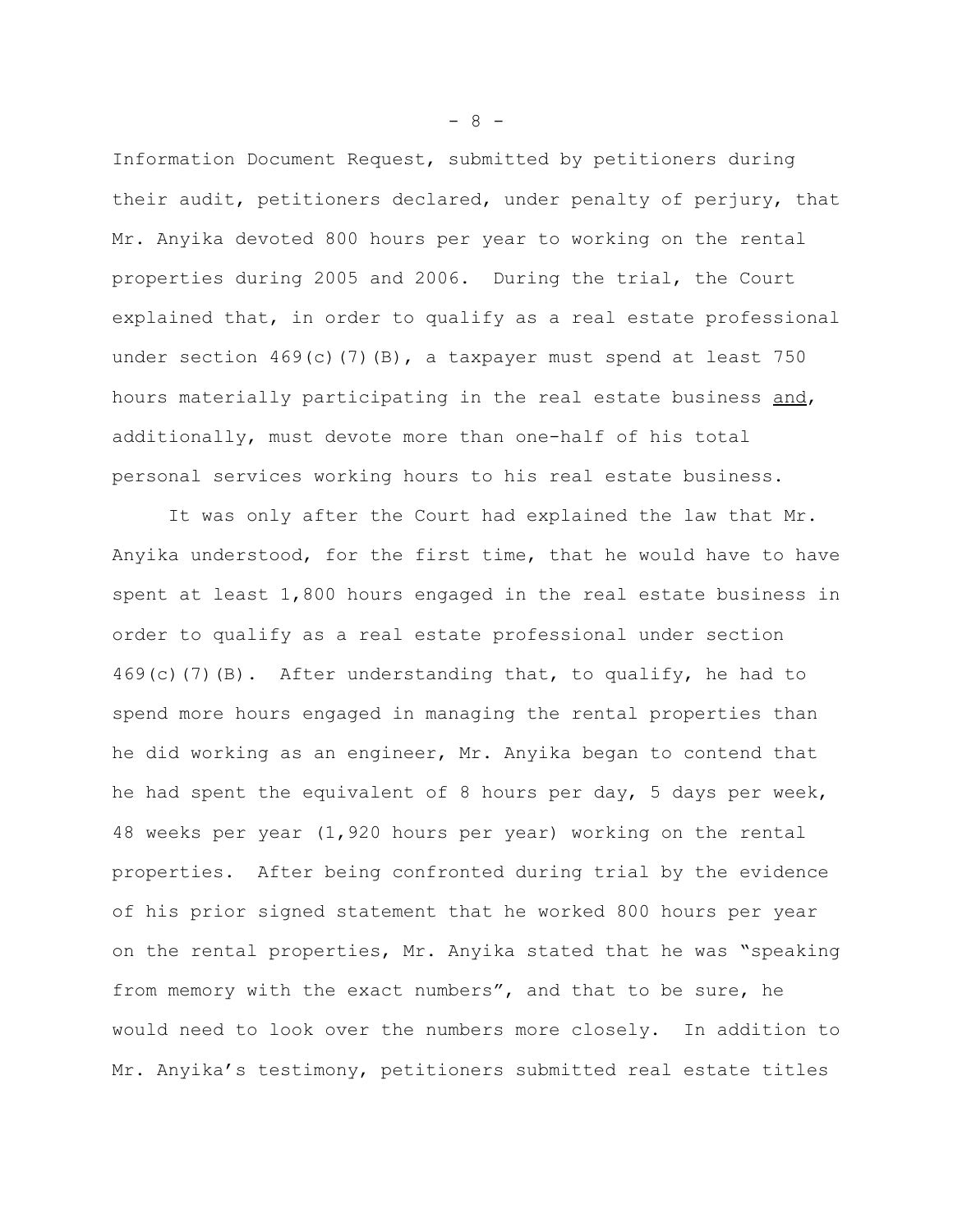Information Document Request, submitted by petitioners during their audit, petitioners declared, under penalty of perjury, that Mr. Anyika devoted 800 hours per year to working on the rental properties during 2005 and 2006. During the trial, the Court explained that, in order to qualify as a real estate professional under section 469(c)(7)(B), a taxpayer must spend at least 750 hours materially participating in the real estate business <u>and</u>, additionally, must devote more than one-half of his total personal services working hours to his real estate business.

It was only after the Court had explained the law that Mr. Anyika understood, for the first time, that he would have to have spent at least 1,800 hours engaged in the real estate business in order to qualify as a real estate professional under section 469(c)(7)(B). After understanding that, to qualify, he had to spend more hours engaged in managing the rental properties than he did working as an engineer, Mr. Anyika began to contend that he had spent the equivalent of 8 hours per day, 5 days per week, 48 weeks per year (1,920 hours per year) working on the rental properties. After being confronted during trial by the evidence of his prior signed statement that he worked 800 hours per year on the rental properties, Mr. Anyika stated that he was "speaking from memory with the exact numbers", and that to be sure, he would need to look over the numbers more closely. In addition to Mr. Anyika's testimony, petitioners submitted real estate titles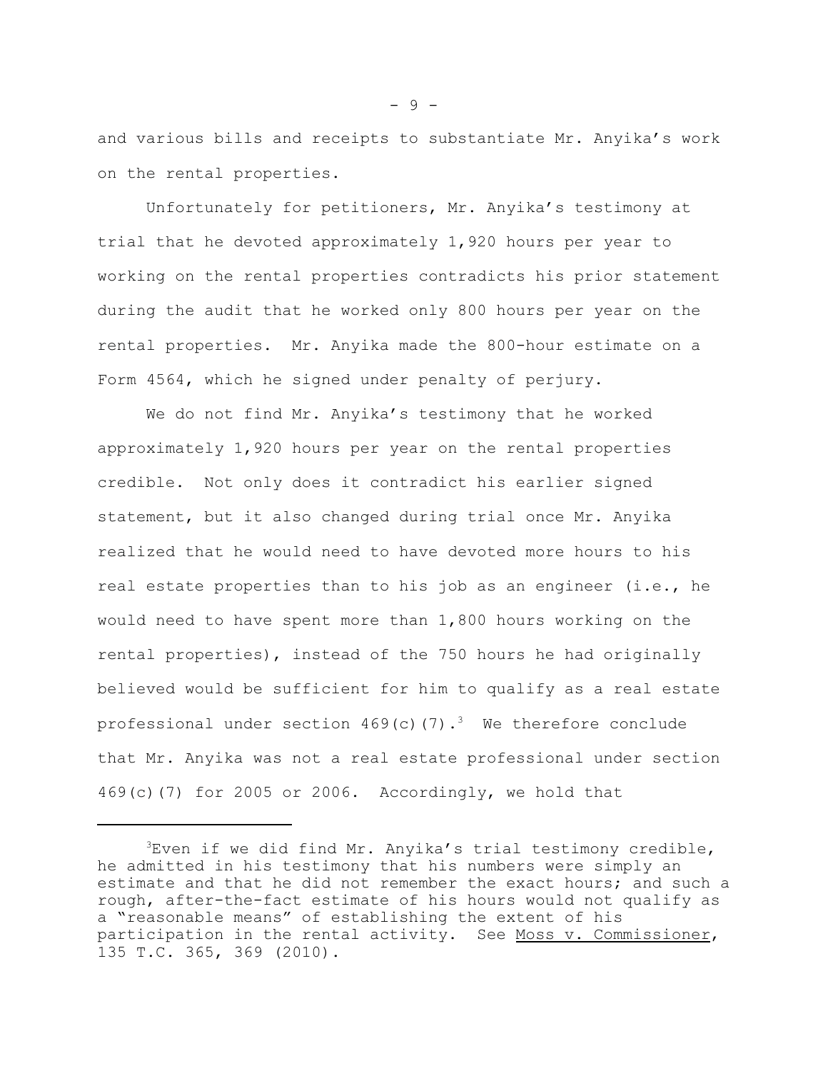and various bills and receipts to substantiate Mr. Anyika's work on the rental properties.

Unfortunately for petitioners, Mr. Anyika's testimony at trial that he devoted approximately 1,920 hours per year to working on the rental properties contradicts his prior statement during the audit that he worked only 800 hours per year on the rental properties. Mr. Anyika made the 800-hour estimate on a Form 4564, which he signed under penalty of perjury.

We do not find Mr. Anyika's testimony that he worked approximately 1,920 hours per year on the rental properties credible. Not only does it contradict his earlier signed statement, but it also changed during trial once Mr. Anyika realized that he would need to have devoted more hours to his real estate properties than to his job as an engineer (i.e., he would need to have spent more than 1,800 hours working on the rental properties), instead of the 750 hours he had originally believed would be sufficient for him to qualify as a real estate professional under section 469(c)(7).[3] We therefore conclude that Mr. Anyika was not a real estate professional under section 469(c)(7) for 2005 or 2006. Accordingly, we hold that

---

[3]Even if we did find Mr. Anyika's trial testimony credible, he admitted in his testimony that his numbers were simply an estimate and that he did not remember the exact hours; and such a rough, after-the-fact estimate of his hours would not qualify as a "reasonable means" of establishing the extent of his participation in the rental activity. See Moss v. Commissioner, 135 T.C. 365, 369 (2010).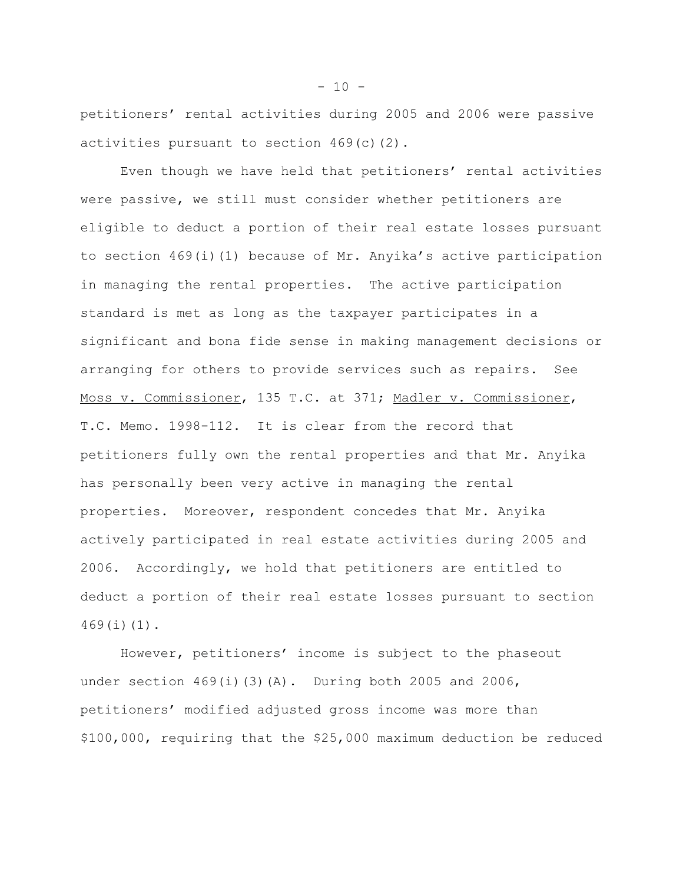petitioners' rental activities during 2005 and 2006 were passive activities pursuant to section 469(c)(2).

Even though we have held that petitioners' rental activities were passive, we still must consider whether petitioners are eligible to deduct a portion of their real estate losses pursuant to section 469(i)(1) because of Mr. Anyika's active participation in managing the rental properties. The active participation standard is met as long as the taxpayer participates in a significant and bona fide sense in making management decisions or arranging for others to provide services such as repairs. See Moss v. Commissioner, 135 T.C. at 371; Madler v. Commissioner, T.C. Memo. 1998-112. It is clear from the record that petitioners fully own the rental properties and that Mr. Anyika has personally been very active in managing the rental properties. Moreover, respondent concedes that Mr. Anyika actively participated in real estate activities during 2005 and 2006. Accordingly, we hold that petitioners are entitled to deduct a portion of their real estate losses pursuant to section 469(i)(1).

However, petitioners' income is subject to the phaseout under section 469(i)(3)(A). During both 2005 and 2006, petitioners' modified adjusted gross income was more than \$100,000, requiring that the \$25,000 maximum deduction be reduced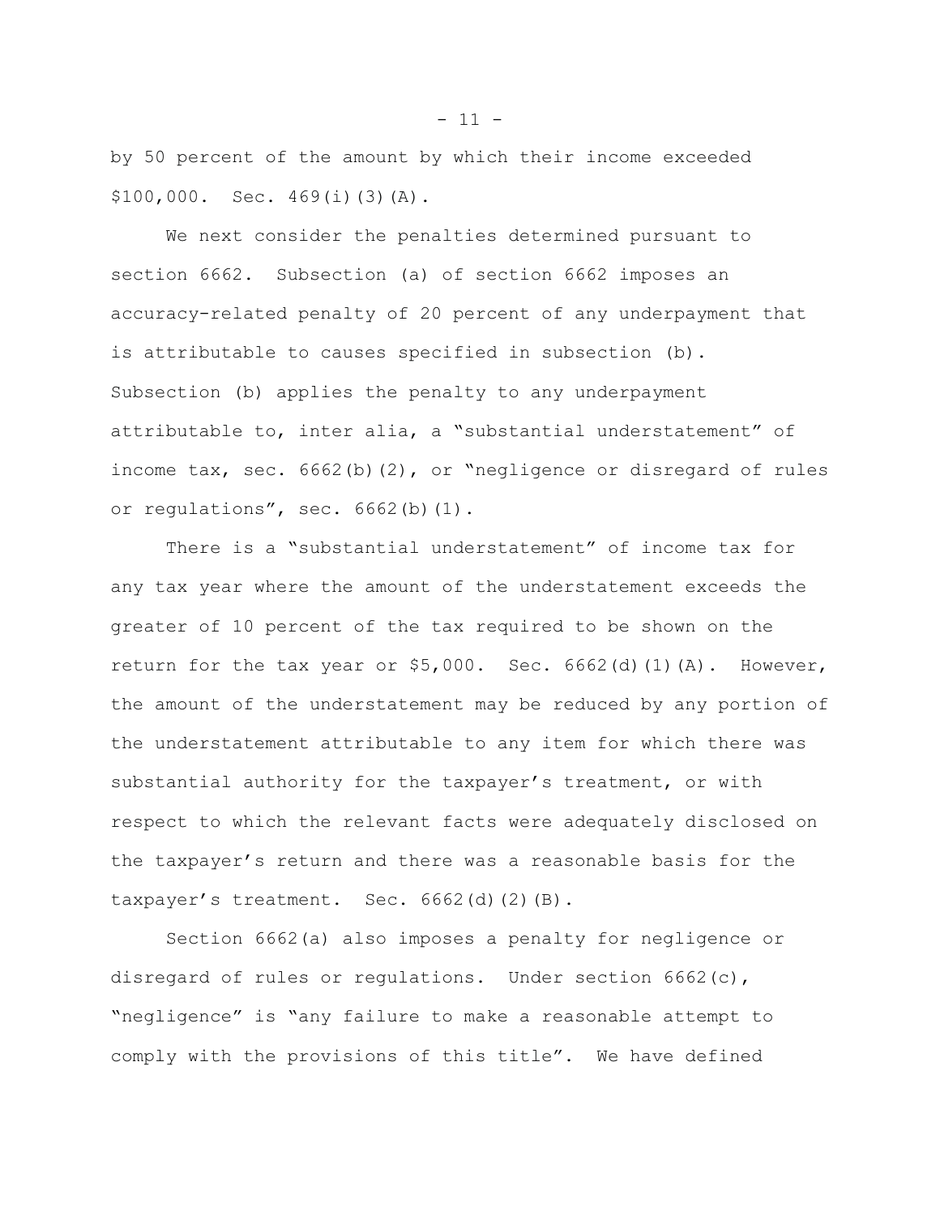by 50 percent of the amount by which their income exceeded $100,000. Sec. 469(i)(3)(A).

We next consider the penalties determined pursuant to section 6662. Subsection (a) of section 6662 imposes an accuracy-related penalty of 20 percent of any underpayment that is attributable to causes specified in subsection (b). Subsection (b) applies the penalty to any underpayment attributable to, inter alia, a "substantial understatement" of income tax, sec. 6662(b)(2), or "negligence or disregard of rules or regulations", sec. 6662(b)(1).

There is a "substantial understatement" of income tax for any tax year where the amount of the understatement exceeds the greater of 10 percent of the tax required to be shown on the return for the tax year or $5,000. Sec. 6662(d)(1)(A). However, the amount of the understatement may be reduced by any portion of the understatement attributable to any item for which there was substantial authority for the taxpayer's treatment, or with respect to which the relevant facts were adequately disclosed on the taxpayer's return and there was a reasonable basis for the taxpayer's treatment. Sec. 6662(d)(2)(B).

Section 6662(a) also imposes a penalty for negligence or disregard of rules or regulations. Under section 6662(c), "negligence" is "any failure to make a reasonable attempt to comply with the provisions of this title". We have defined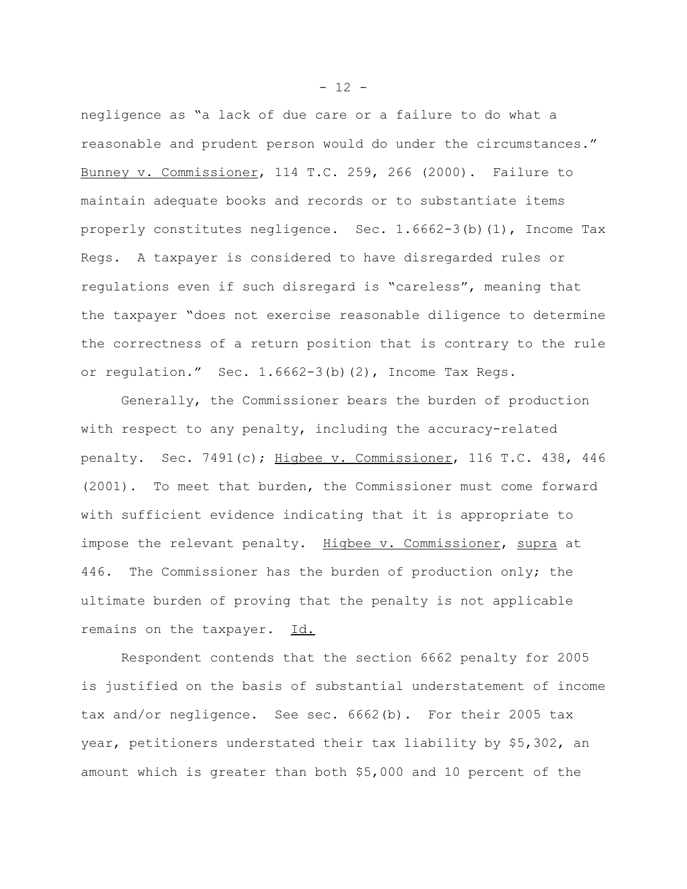negligence as "a lack of due care or a failure to do what a reasonable and prudent person would do under the circumstances." Bunney v. Commissioner, 114 T.C. 259, 266 (2000). Failure to maintain adequate books and records or to substantiate items properly constitutes negligence. Sec. 1.6662-3(b)(1), Income Tax Regs. A taxpayer is considered to have disregarded rules or regulations even if such disregard is "careless", meaning that the taxpayer "does not exercise reasonable diligence to determine the correctness of a return position that is contrary to the rule or regulation." Sec. 1.6662-3(b)(2), Income Tax Regs.

Generally, the Commissioner bears the burden of production with respect to any penalty, including the accuracy-related penalty. Sec. 7491(c); Higbee v. Commissioner, 116 T.C. 438, 446 (2001). To meet that burden, the Commissioner must come forward with sufficient evidence indicating that it is appropriate to impose the relevant penalty. Higbee v. Commissioner, supra at 446. The Commissioner has the burden of production only; the ultimate burden of proving that the penalty is not applicable remains on the taxpayer. Id.

Respondent contends that the section 6662 penalty for 2005 is justified on the basis of substantial understatement of income tax and/or negligence. See sec. 6662(b). For their 2005 tax year, petitioners understated their tax liability by $5,302, an amount which is greater than both $5,000 and 10 percent of the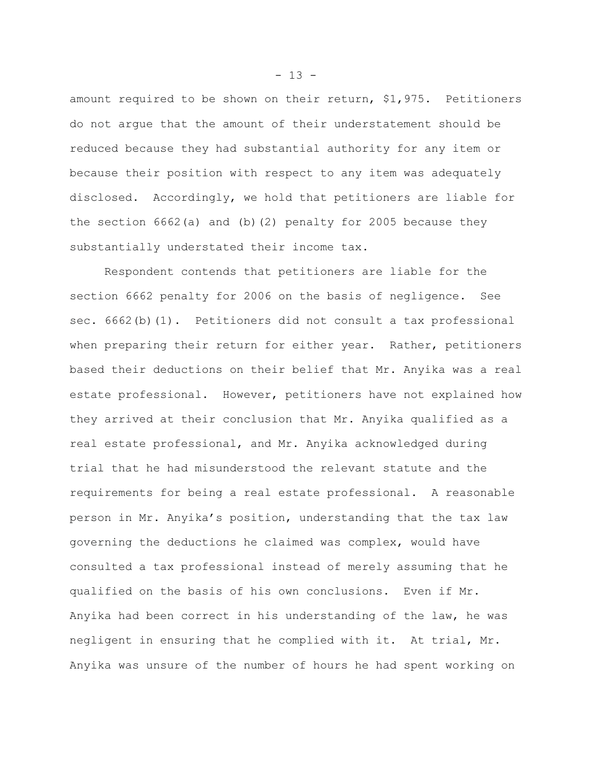amount required to be shown on their return, $1,975. Petitioners do not argue that the amount of their understatement should be reduced because they had substantial authority for any item or because their position with respect to any item was adequately disclosed. Accordingly, we hold that petitioners are liable for the section 6662(a) and (b)(2) penalty for 2005 because they substantially understated their income tax.

Respondent contends that petitioners are liable for the section 6662 penalty for 2006 on the basis of negligence. See sec. 6662(b)(1). Petitioners did not consult a tax professional when preparing their return for either year. Rather, petitioners based their deductions on their belief that Mr. Anyika was a real estate professional. However, petitioners have not explained how they arrived at their conclusion that Mr. Anyika qualified as a real estate professional, and Mr. Anyika acknowledged during trial that he had misunderstood the relevant statute and the requirements for being a real estate professional. A reasonable person in Mr. Anyika's position, understanding that the tax law governing the deductions he claimed was complex, would have consulted a tax professional instead of merely assuming that he qualified on the basis of his own conclusions. Even if Mr. Anyika had been correct in his understanding of the law, he was negligent in ensuring that he complied with it. At trial, Mr. Anyika was unsure of the number of hours he had spent working on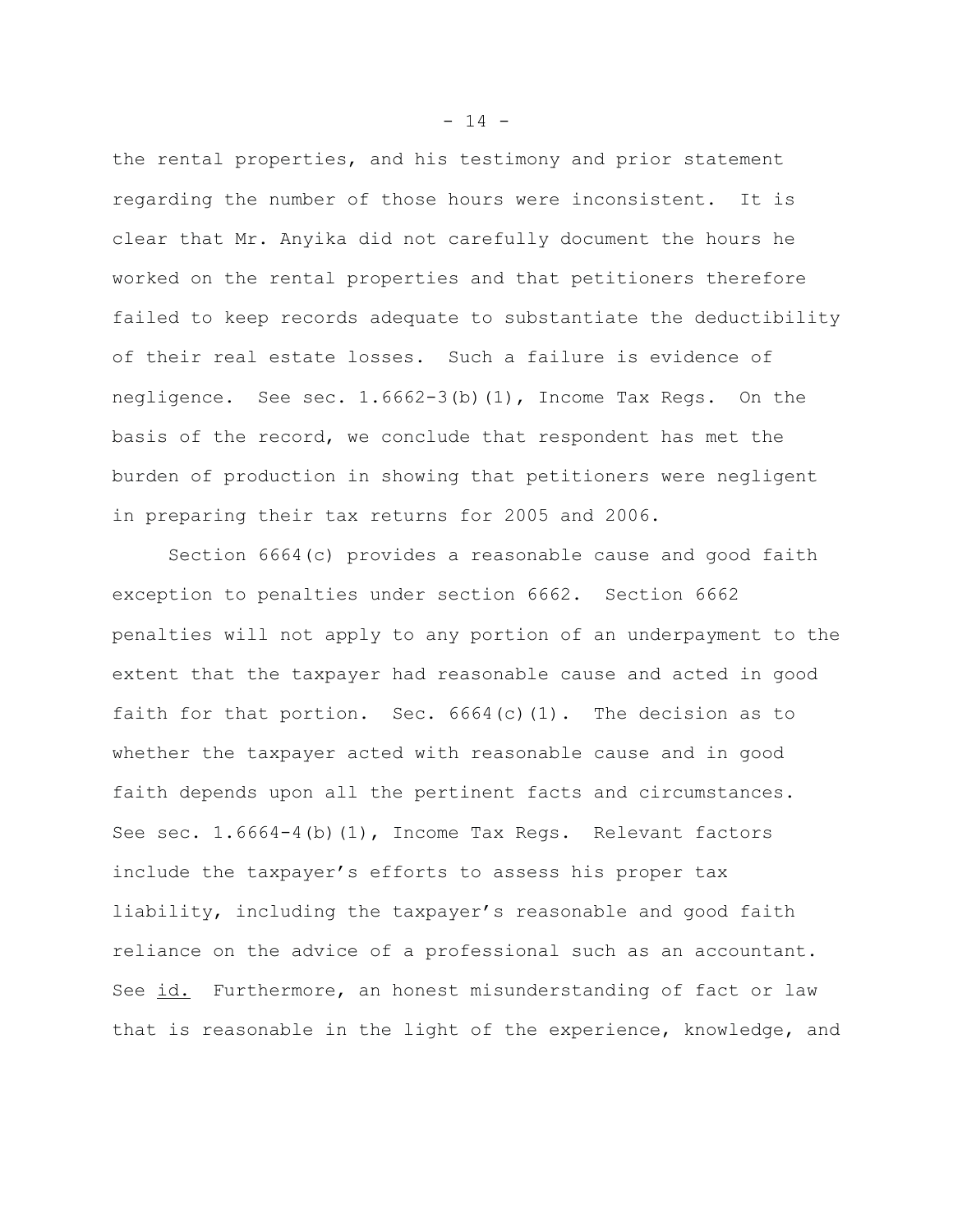the rental properties, and his testimony and prior statement regarding the number of those hours were inconsistent. It is clear that Mr. Anyika did not carefully document the hours he worked on the rental properties and that petitioners therefore failed to keep records adequate to substantiate the deductibility of their real estate losses. Such a failure is evidence of negligence. See sec. 1.6662-3(b)(1), Income Tax Regs. On the basis of the record, we conclude that respondent has met the burden of production in showing that petitioners were negligent in preparing their tax returns for 2005 and 2006.

Section 6664(c) provides a reasonable cause and good faith exception to penalties under section 6662. Section 6662 penalties will not apply to any portion of an underpayment to the extent that the taxpayer had reasonable cause and acted in good faith for that portion. Sec. 6664(c)(1). The decision as to whether the taxpayer acted with reasonable cause and in good faith depends upon all the pertinent facts and circumstances. See sec. 1.6664-4(b)(1), Income Tax Regs. Relevant factors include the taxpayer's efforts to assess his proper tax liability, including the taxpayer's reasonable and good faith reliance on the advice of a professional such as an accountant. See id. Furthermore, an honest misunderstanding of fact or law that is reasonable in the light of the experience, knowledge, and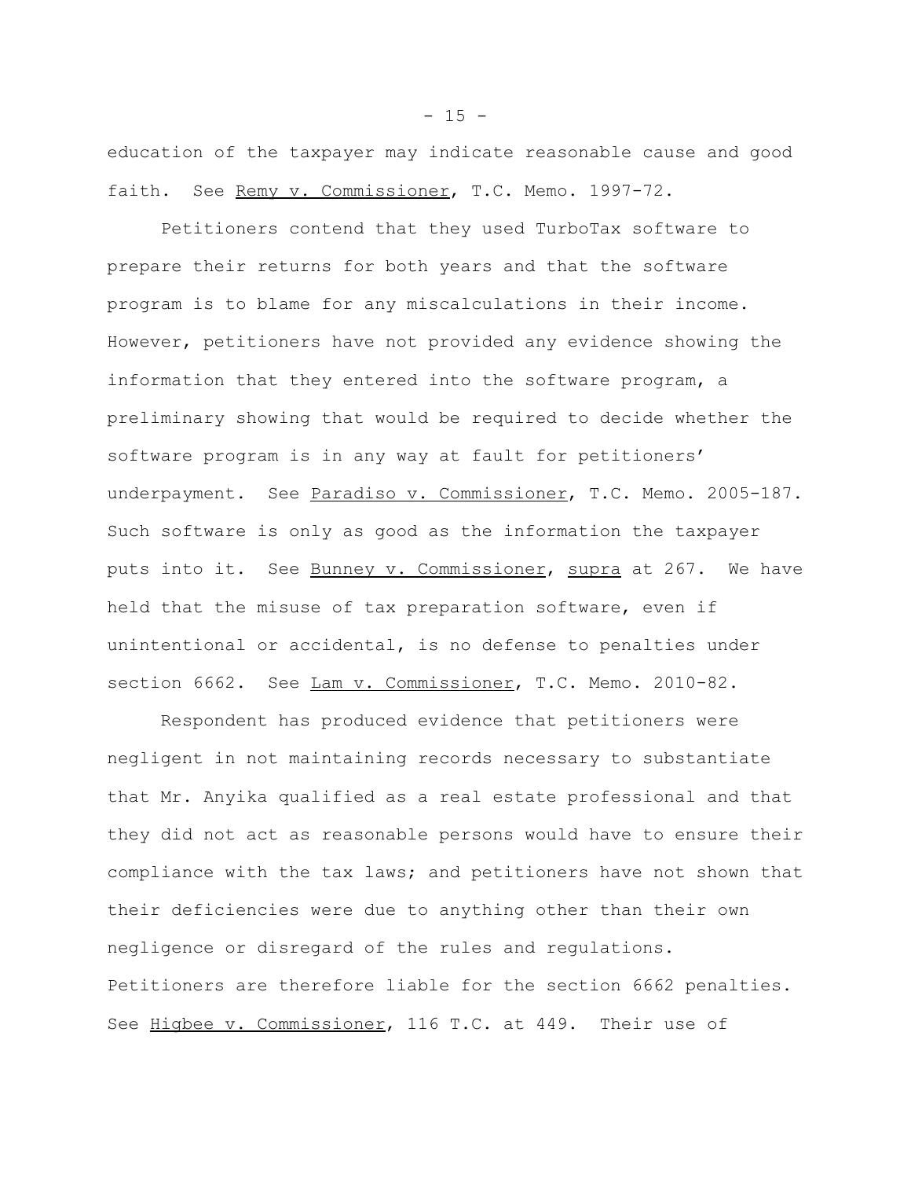education of the taxpayer may indicate reasonable cause and good faith. See Remy v. Commissioner, T.C. Memo. 1997-72.

Petitioners contend that they used TurboTax software to prepare their returns for both years and that the software program is to blame for any miscalculations in their income. However, petitioners have not provided any evidence showing the information that they entered into the software program, a preliminary showing that would be required to decide whether the software program is in any way at fault for petitioners' underpayment. See Paradiso v. Commissioner, T.C. Memo. 2005-187. Such software is only as good as the information the taxpayer puts into it. See Bunney v. Commissioner, supra at 267. We have held that the misuse of tax preparation software, even if unintentional or accidental, is no defense to penalties under section 6662. See Lam v. Commissioner, T.C. Memo. 2010-82.

Respondent has produced evidence that petitioners were negligent in not maintaining records necessary to substantiate that Mr. Anyika qualified as a real estate professional and that they did not act as reasonable persons would have to ensure their compliance with the tax laws; and petitioners have not shown that their deficiencies were due to anything other than their own negligence or disregard of the rules and regulations. Petitioners are therefore liable for the section 6662 penalties. See Higbee v. Commissioner, 116 T.C. at 449. Their use of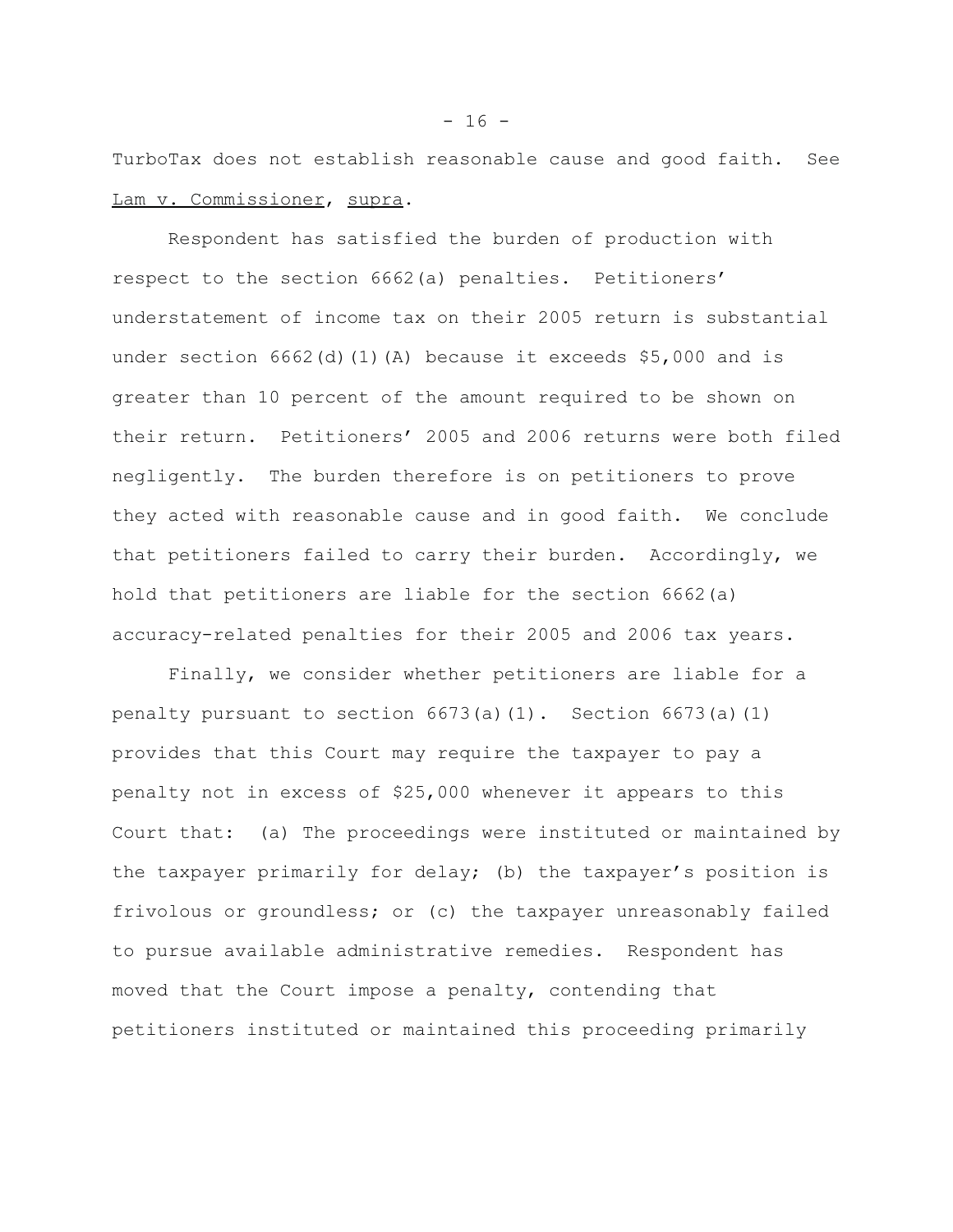TurboTax does not establish reasonable cause and good faith. See Lam v. Commissioner, supra.

Respondent has satisfied the burden of production with respect to the section 6662(a) penalties. Petitioners' understatement of income tax on their 2005 return is substantial under section 6662(d)(1)(A) because it exceeds $5,000 and is greater than 10 percent of the amount required to be shown on their return. Petitioners' 2005 and 2006 returns were both filed negligently. The burden therefore is on petitioners to prove they acted with reasonable cause and in good faith. We conclude that petitioners failed to carry their burden. Accordingly, we hold that petitioners are liable for the section 6662(a) accuracy-related penalties for their 2005 and 2006 tax years.

Finally, we consider whether petitioners are liable for a penalty pursuant to section 6673(a)(1). Section 6673(a)(1) provides that this Court may require the taxpayer to pay a penalty not in excess of $25,000 whenever it appears to this Court that: (a) The proceedings were instituted or maintained by the taxpayer primarily for delay; (b) the taxpayer's position is frivolous or groundless; or (c) the taxpayer unreasonably failed to pursue available administrative remedies. Respondent has moved that the Court impose a penalty, contending that petitioners instituted or maintained this proceeding primarily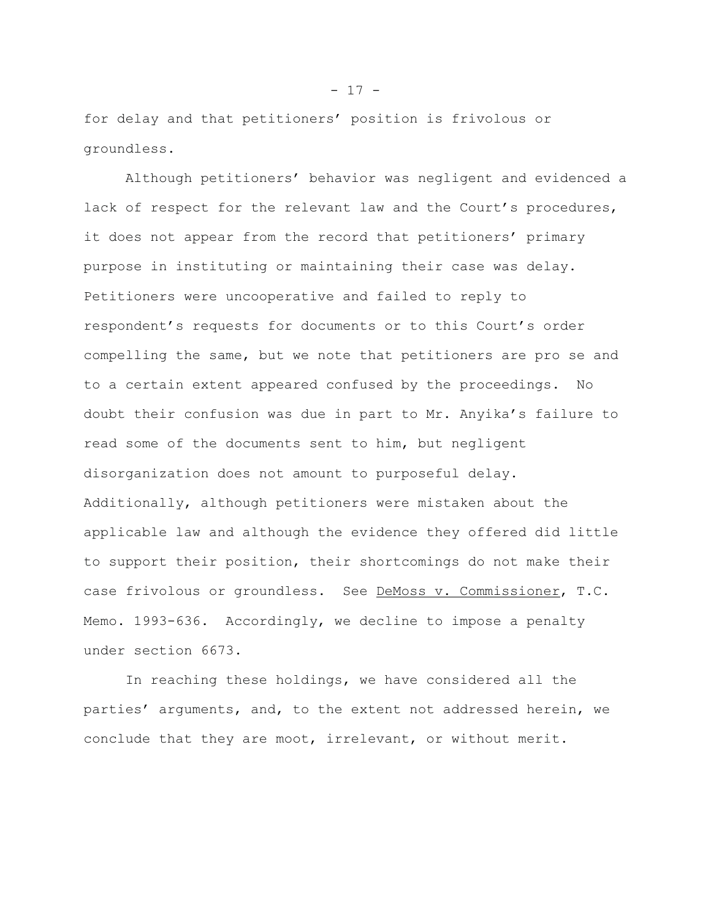for delay and that petitioners' position is frivolous or groundless.

Although petitioners' behavior was negligent and evidenced a lack of respect for the relevant law and the Court's procedures, it does not appear from the record that petitioners' primary purpose in instituting or maintaining their case was delay. Petitioners were uncooperative and failed to reply to respondent's requests for documents or to this Court's order compelling the same, but we note that petitioners are pro se and to a certain extent appeared confused by the proceedings. No doubt their confusion was due in part to Mr. Anyika's failure to read some of the documents sent to him, but negligent disorganization does not amount to purposeful delay. Additionally, although petitioners were mistaken about the applicable law and although the evidence they offered did little to support their position, their shortcomings do not make their case frivolous or groundless. See DeMoss v. Commissioner, T.C. Memo. 1993-636. Accordingly, we decline to impose a penalty under section 6673.

In reaching these holdings, we have considered all the parties' arguments, and, to the extent not addressed herein, we conclude that they are moot, irrelevant, or without merit.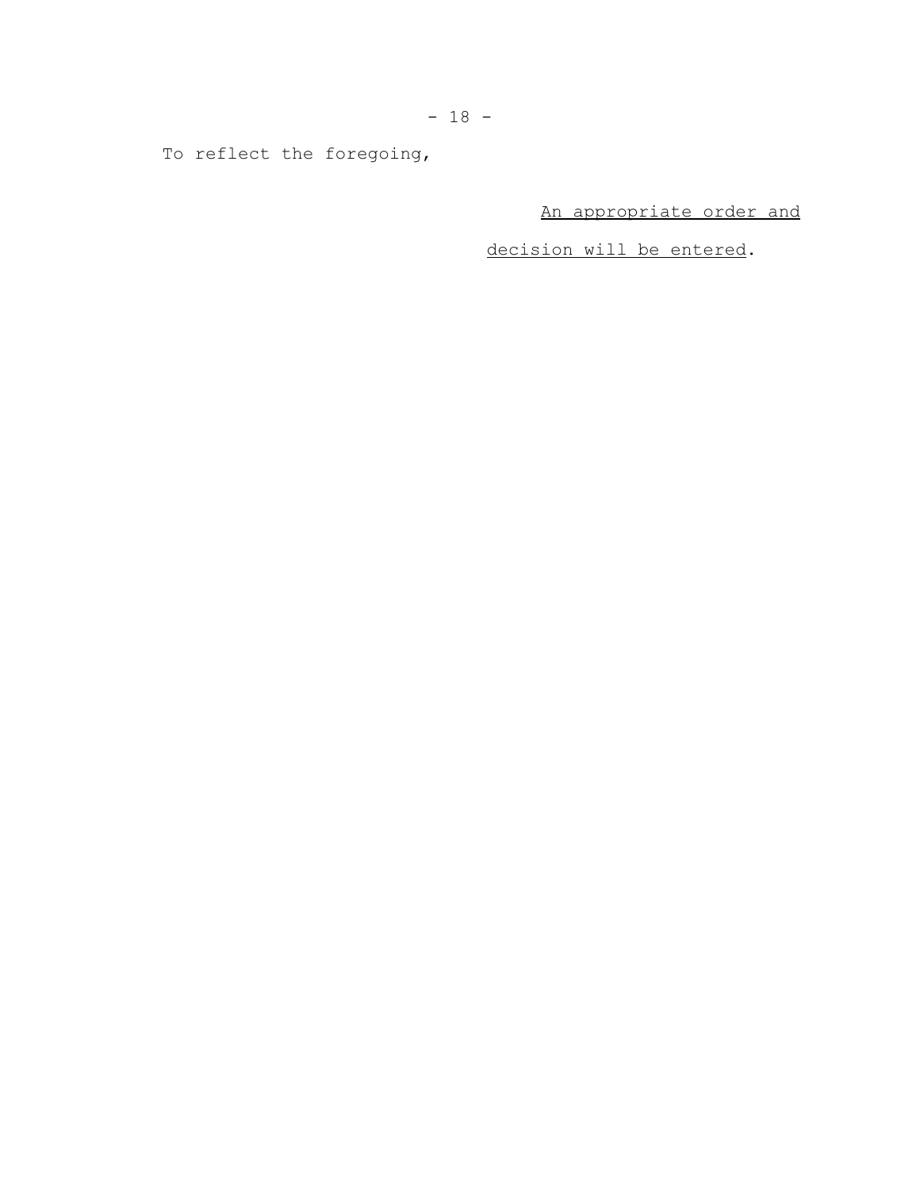To reflect the foregoing,

An appropriate order and decision will be entered.